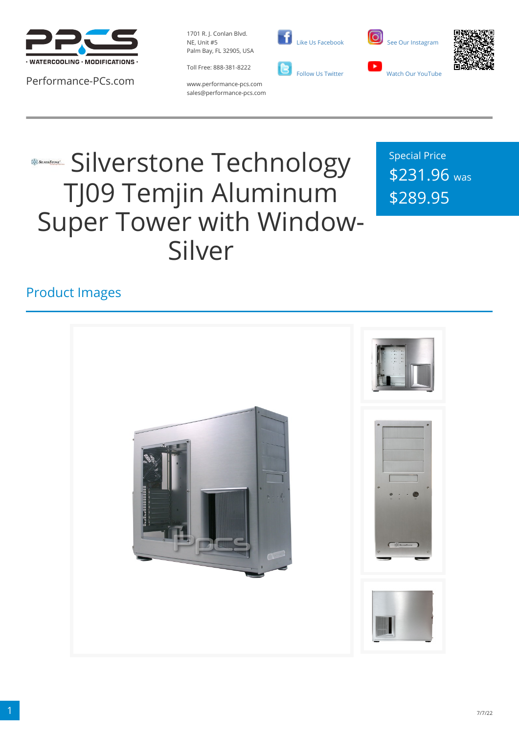PPCS · WATERCOOLING · MODIFICATIONS ·

Performance-PCs.com

1701 R. J. Conlan Blvd.
NE, Unit #5
Palm Bay, FL 32905, USA

Toll Free: 888-381-8222

www.performance-pcs.com
sales@performance-pcs.com

Like Us Facebook

Follow Us Twitter

See Our Instagram

Watch Our YouTube

# Silverstone Technology TJ09 Temjin Aluminum Super Tower with Window-Silver

Special Price
$231.96 was
$289.95

## Product Images

7/7/22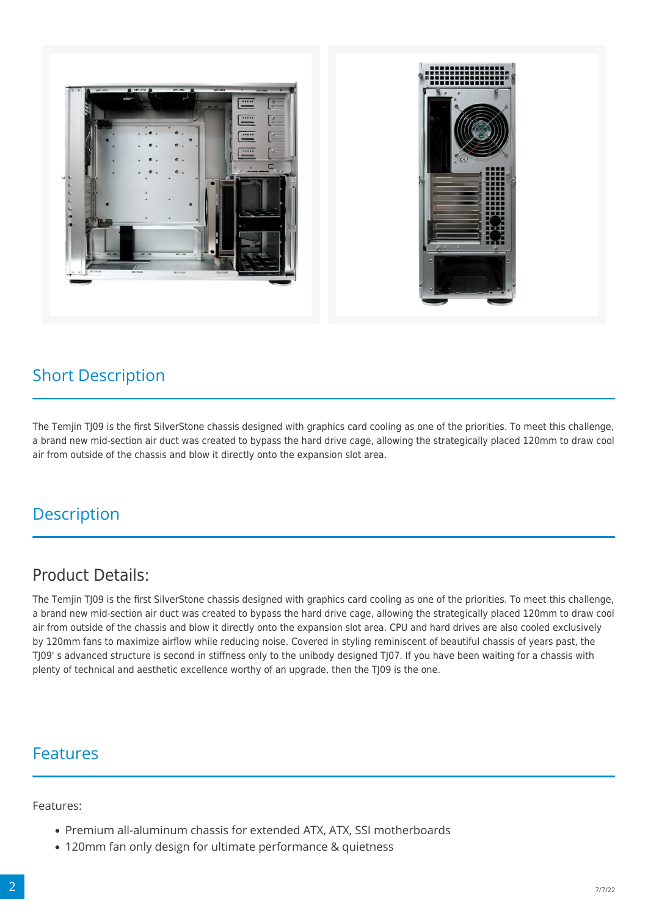## Short Description

The Temjin TJ09 is the first SilverStone chassis designed with graphics card cooling as one of the priorities. To meet this challenge, a brand new mid-section air duct was created to bypass the hard drive cage, allowing the strategically placed 120mm to draw cool air from outside of the chassis and blow it directly onto the expansion slot area.

## Description

### Product Details:

The Temjin TJ09 is the first SilverStone chassis designed with graphics card cooling as one of the priorities. To meet this challenge, a brand new mid-section air duct was created to bypass the hard drive cage, allowing the strategically placed 120mm to draw cool air from outside of the chassis and blow it directly onto the expansion slot area. CPU and hard drives are also cooled exclusively by 120mm fans to maximize airflow while reducing noise. Covered in styling reminiscent of beautiful chassis of years past, the TJ09' s advanced structure is second in stiffness only to the unibody designed TJ07. If you have been waiting for a chassis with plenty of technical and aesthetic excellence worthy of an upgrade, then the TJ09 is the one.

## Features

Features:

- Premium all-aluminum chassis for extended ATX, ATX, SSI motherboards
- 120mm fan only design for ultimate performance & quietness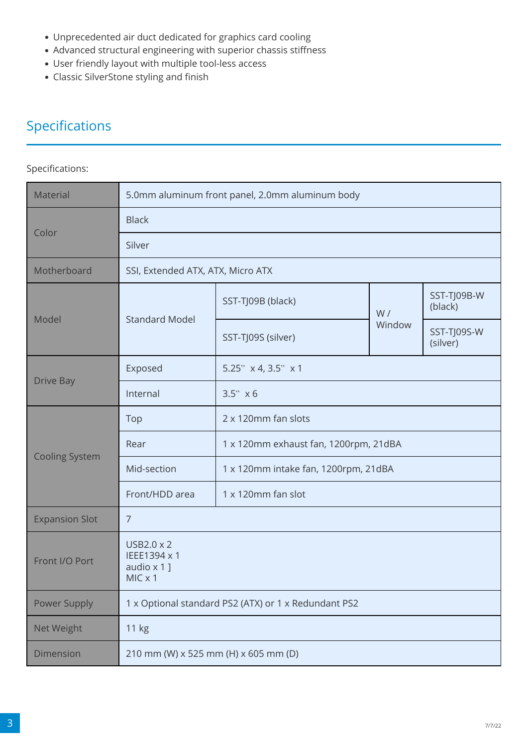- Unprecedented air duct dedicated for graphics card cooling
- Advanced structural engineering with superior chassis stiffness
- User friendly layout with multiple tool-less access
- Classic SilverStone styling and finish

## Specifications

Specifications:

| | | | | |
|---|---|---|---|---|
| Material | 5.0mm aluminum front panel, 2.0mm aluminum body | | | |
| Color | Black | | | |
| | Silver | | | |
| Motherboard | SSI, Extended ATX, ATX, Micro ATX | | | |
| Model | Standard Model | SST-TJ09B (black) | W / Window | SST-TJ09B-W (black) |
| | | SST-TJ09S (silver) | | SST-TJ09S-W (silver) |
| Drive Bay | Exposed | 5.25" x 4, 3.5" x 1 | | |
| | Internal | 3.5" x 6 | | |
| Cooling System | Top | 2 x 120mm fan slots | | |
| | Rear | 1 x 120mm exhaust fan, 1200rpm, 21dBA | | |
| | Mid-section | 1 x 120mm intake fan, 1200rpm, 21dBA | | |
| | Front/HDD area | 1 x 120mm fan slot | | |
| Expansion Slot | 7 | | | |
| Front I/O Port | USB2.0 x 2<br>IEEE1394 x 1<br>audio x 1 ]<br>MIC x 1 | | | |
| Power Supply | 1 x Optional standard PS2 (ATX) or 1 x Redundant PS2 | | | |
| Net Weight | 11 kg | | | |
| Dimension | 210 mm (W) x 525 mm (H) x 605 mm (D) | | | |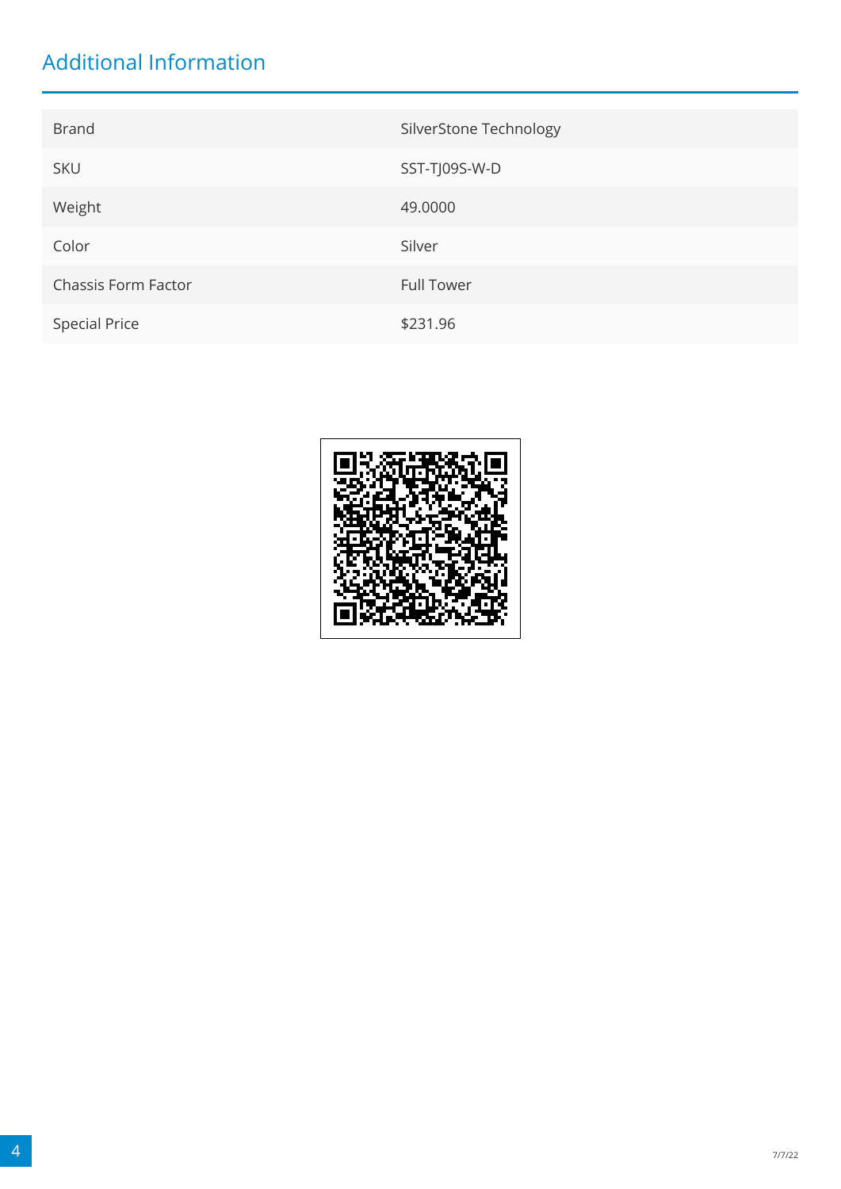## Additional Information

| | |
|---|---|
| Brand | SilverStone Technology |
| SKU | SST-TJ09S-W-D |
| Weight | 49.0000 |
| Color | Silver |
| Chassis Form Factor | Full Tower |
| Special Price | $231.96 |